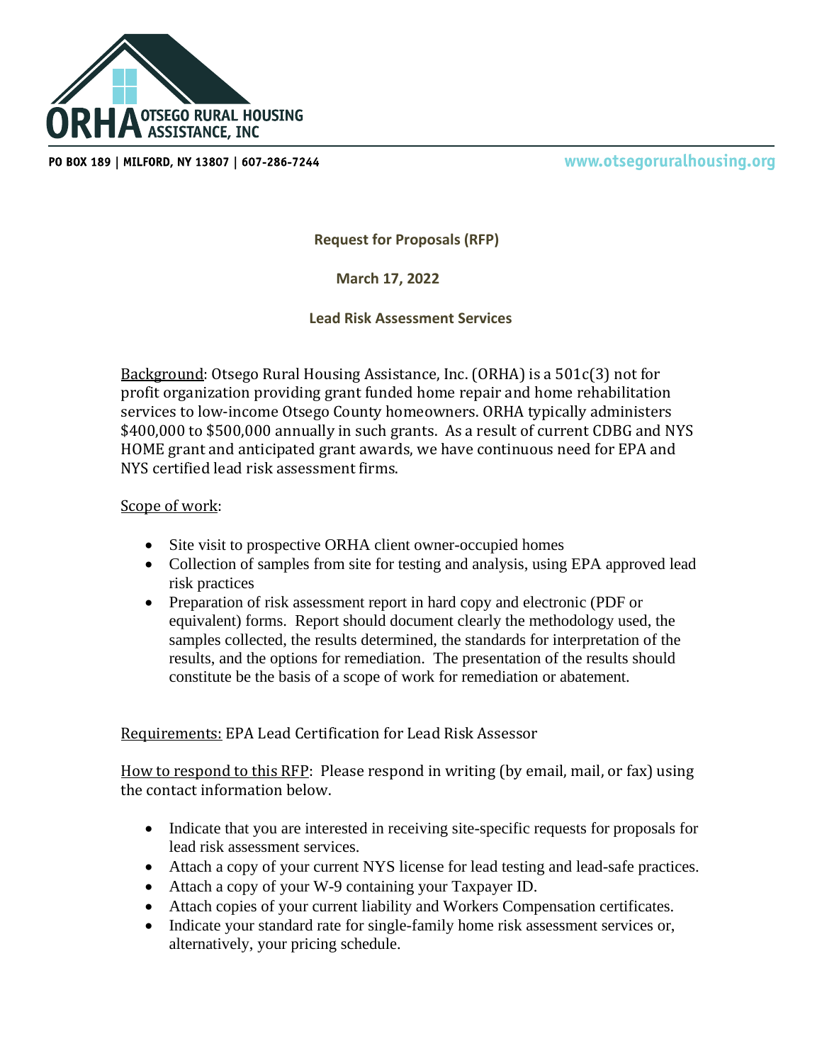ORHA OTSEGO RURAL HOUSING ASSISTANCE, INC

PO BOX 189 | MILFORD, NY 13807 | 607-286-7244

www.otsegoruralhousing.org

**Request for Proposals (RFP)**

**March 17, 2022**

**Lead Risk Assessment Services**

Background: Otsego Rural Housing Assistance, Inc. (ORHA) is a 501c(3) not for profit organization providing grant funded home repair and home rehabilitation services to low-income Otsego County homeowners. ORHA typically administers $400,000 to $500,000 annually in such grants. As a result of current CDBG and NYS HOME grant and anticipated grant awards, we have continuous need for EPA and NYS certified lead risk assessment firms.

Scope of work:

- Site visit to prospective ORHA client owner-occupied homes
- Collection of samples from site for testing and analysis, using EPA approved lead risk practices
- Preparation of risk assessment report in hard copy and electronic (PDF or equivalent) forms. Report should document clearly the methodology used, the samples collected, the results determined, the standards for interpretation of the results, and the options for remediation. The presentation of the results should constitute be the basis of a scope of work for remediation or abatement.

Requirements: EPA Lead Certification for Lead Risk Assessor

How to respond to this RFP: Please respond in writing (by email, mail, or fax) using the contact information below.

- Indicate that you are interested in receiving site-specific requests for proposals for lead risk assessment services.
- Attach a copy of your current NYS license for lead testing and lead-safe practices.
- Attach a copy of your W-9 containing your Taxpayer ID.
- Attach copies of your current liability and Workers Compensation certificates.
- Indicate your standard rate for single-family home risk assessment services or, alternatively, your pricing schedule.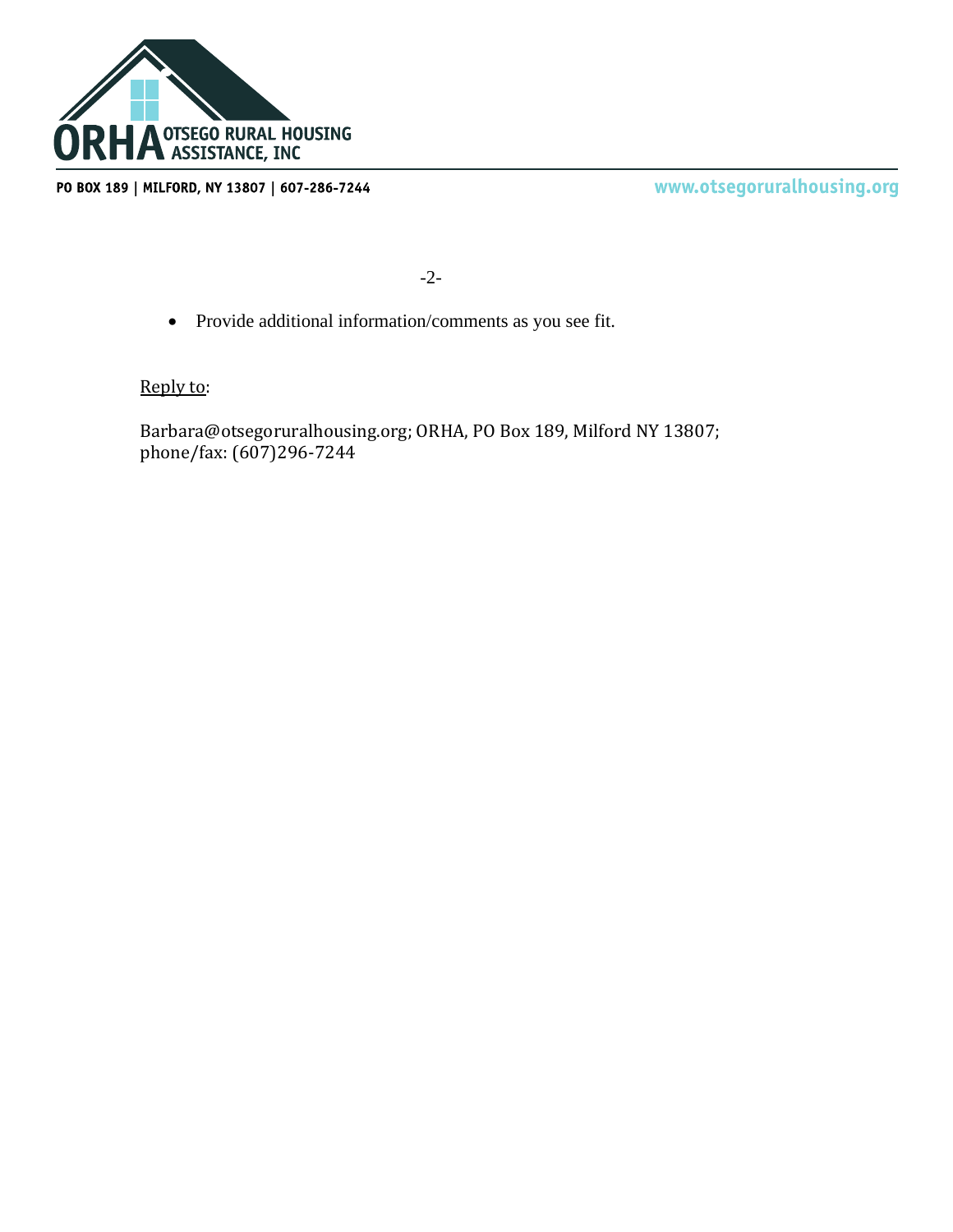- Provide additional information/comments as you see fit.

Reply to:

Barbara@otsegoruralhousing.org; ORHA, PO Box 189, Milford NY 13807; phone/fax: (607)296-7244